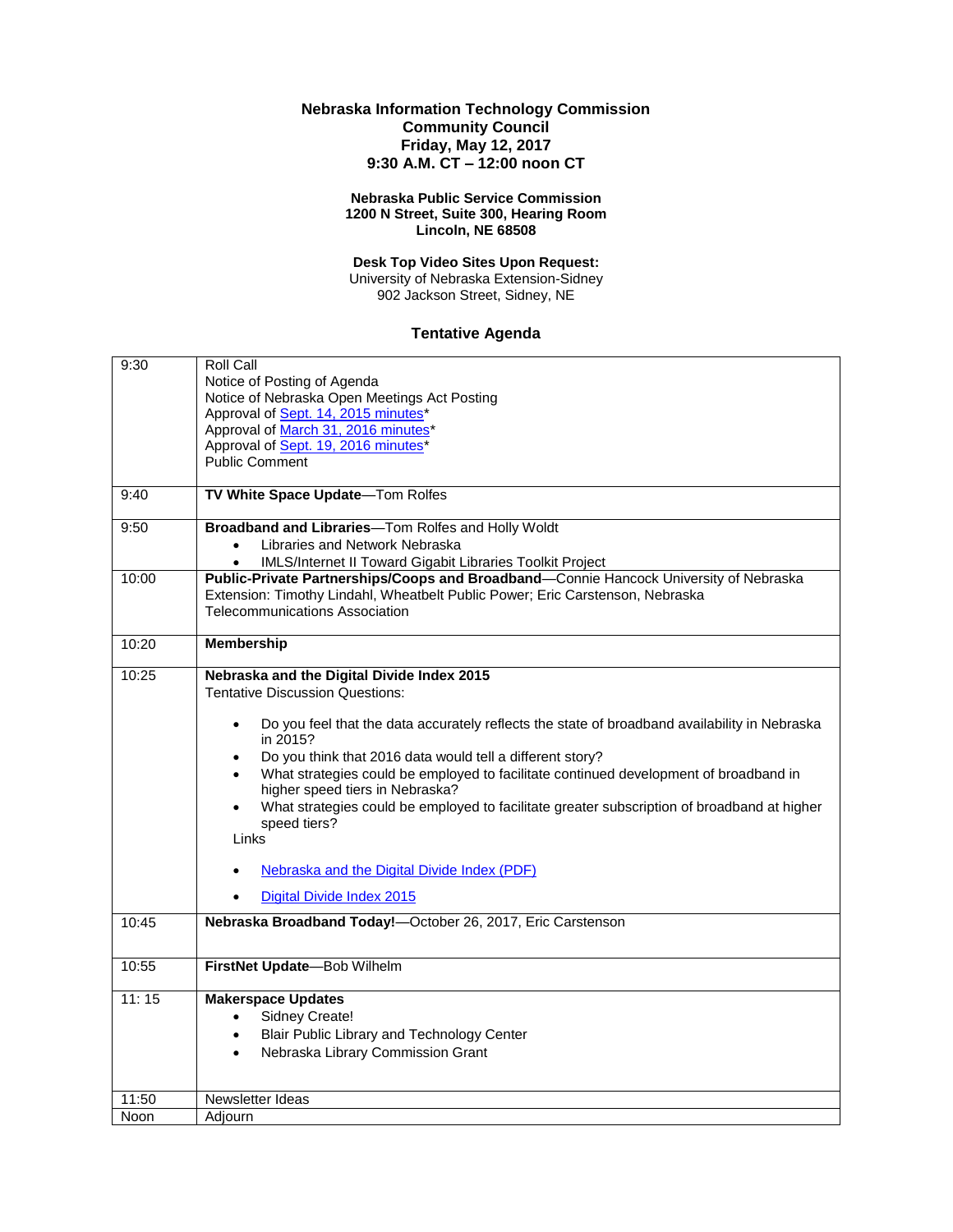**Nebraska Information Technology Commission**
**Community Council**
**Friday, May 12, 2017**
**9:30 A.M. CT – 12:00 noon CT**

**Nebraska Public Service Commission**
**1200 N Street, Suite 300, Hearing Room**
**Lincoln, NE 68508**

**Desk Top Video Sites Upon Request:**
University of Nebraska Extension-Sidney
902 Jackson Street, Sidney, NE

## Tentative Agenda

| Time | Item |
|---|---|
| 9:30 | Roll Call<br>Notice of Posting of Agenda<br>Notice of Nebraska Open Meetings Act Posting<br>Approval of Sept. 14, 2015 minutes*<br>Approval of March 31, 2016 minutes*<br>Approval of Sept. 19, 2016 minutes*<br>Public Comment |
| 9:40 | **TV White Space Update**—Tom Rolfes |
| 9:50 | **Broadband and Libraries**—Tom Rolfes and Holly Woldt<br>• Libraries and Network Nebraska<br>• IMLS/Internet II Toward Gigabit Libraries Toolkit Project |
| 10:00 | **Public-Private Partnerships/Coops and Broadband**—Connie Hancock University of Nebraska Extension: Timothy Lindahl, Wheatbelt Public Power; Eric Carstenson, Nebraska Telecommunications Association |
| 10:20 | **Membership** |
| 10:25 | **Nebraska and the Digital Divide Index 2015**<br>Tentative Discussion Questions:<br>• Do you feel that the data accurately reflects the state of broadband availability in Nebraska in 2015?<br>• Do you think that 2016 data would tell a different story?<br>• What strategies could be employed to facilitate continued development of broadband in higher speed tiers in Nebraska?<br>• What strategies could be employed to facilitate greater subscription of broadband at higher speed tiers?<br>Links<br>• Nebraska and the Digital Divide Index (PDF)<br>• Digital Divide Index 2015 |
| 10:45 | **Nebraska Broadband Today!**—October 26, 2017, Eric Carstenson |
| 10:55 | **FirstNet Update**—Bob Wilhelm |
| 11: 15 | **Makerspace Updates**<br>• Sidney Create!<br>• Blair Public Library and Technology Center<br>• Nebraska Library Commission Grant |
| 11:50 | Newsletter Ideas |
| Noon | Adjourn |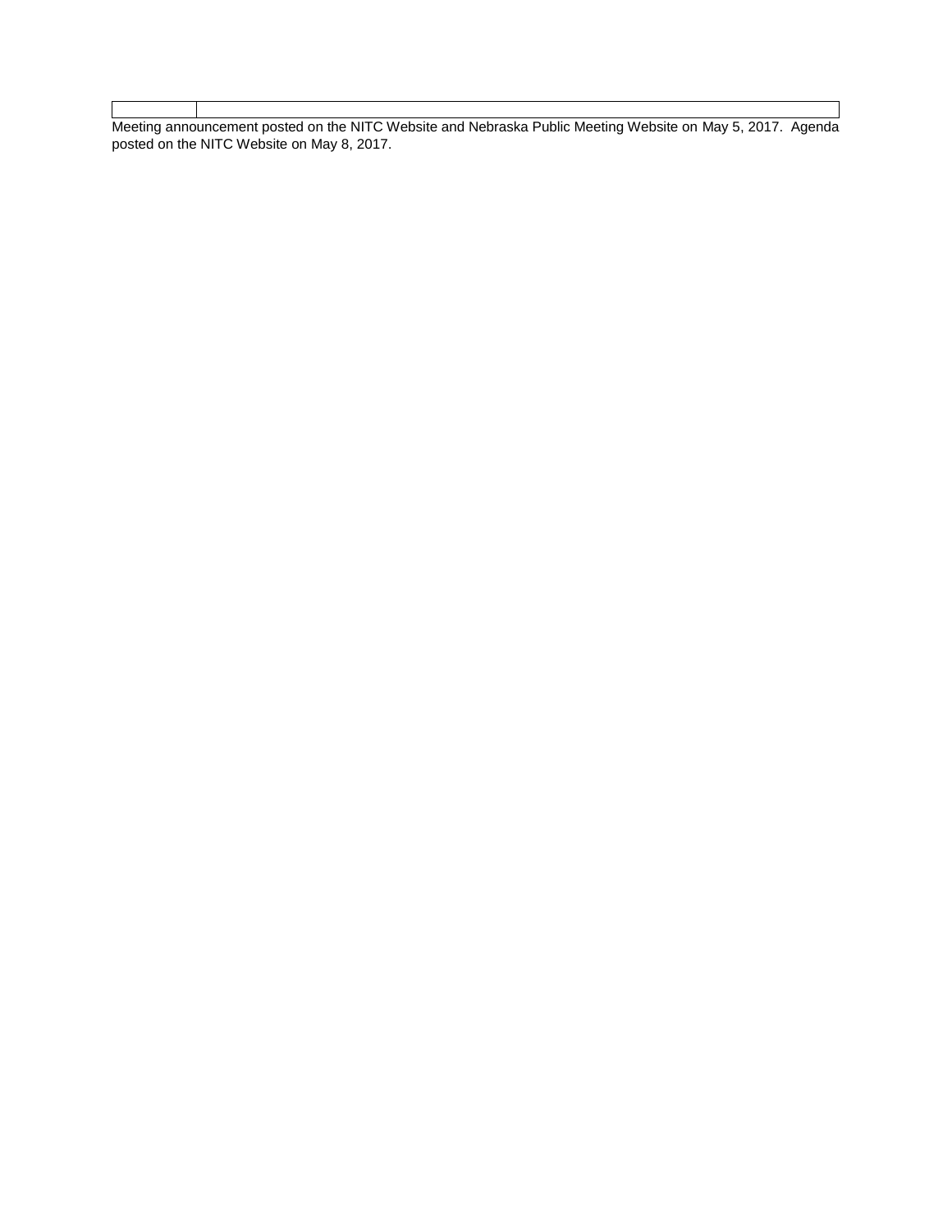| | |
|---|---|
| | |

Meeting announcement posted on the NITC Website and Nebraska Public Meeting Website on May 5, 2017. Agenda posted on the NITC Website on May 8, 2017.